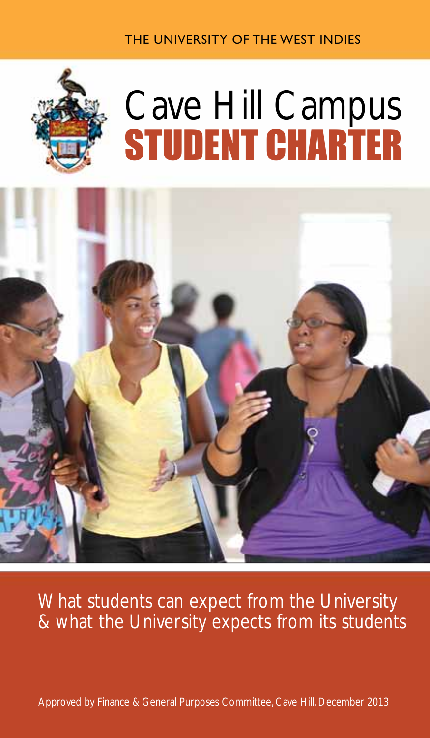THE UNIVERSITY OF THE WEST INDIES

# Cave Hill Campus STUDENT CHARTER

What students can expect from the University & what the University expects from its students

Approved by Finance & General Purposes Committee, Cave Hill, December 2013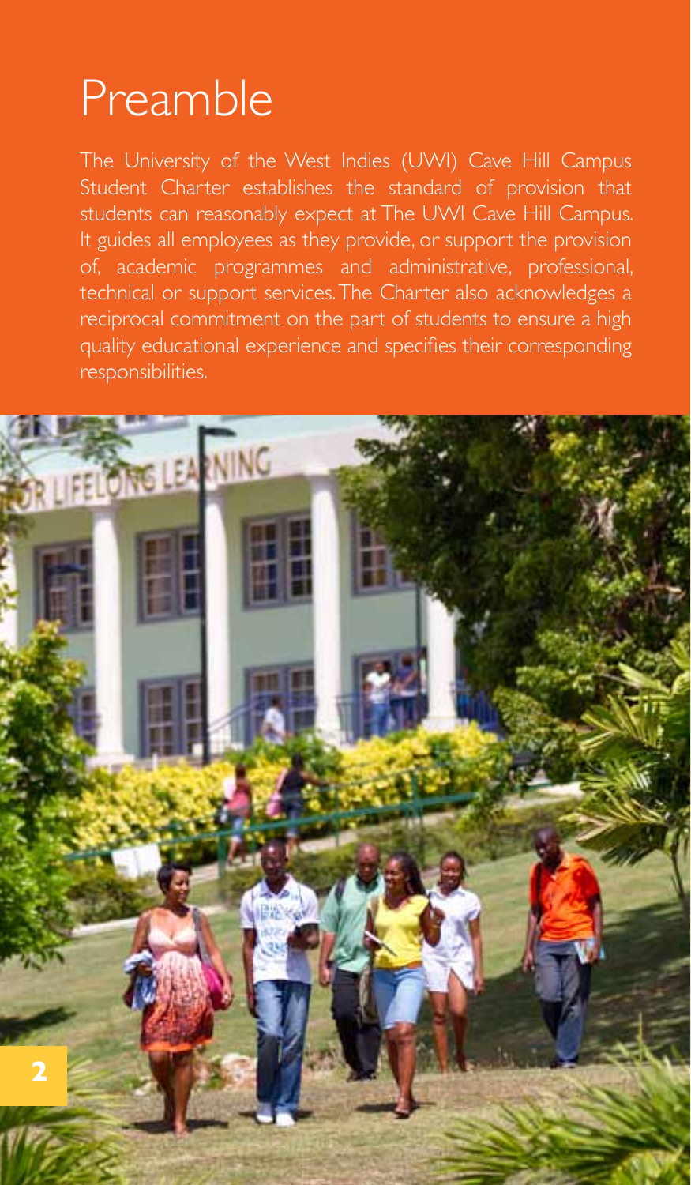# Preamble

The University of the West Indies (UWI) Cave Hill Campus Student Charter establishes the standard of provision that students can reasonably expect at The UWI Cave Hill Campus. It guides all employees as they provide, or support the provision of, academic programmes and administrative, professional, technical or support services. The Charter also acknowledges a reciprocal commitment on the part of students to ensure a high quality educational experience and specifies their corresponding responsibilities.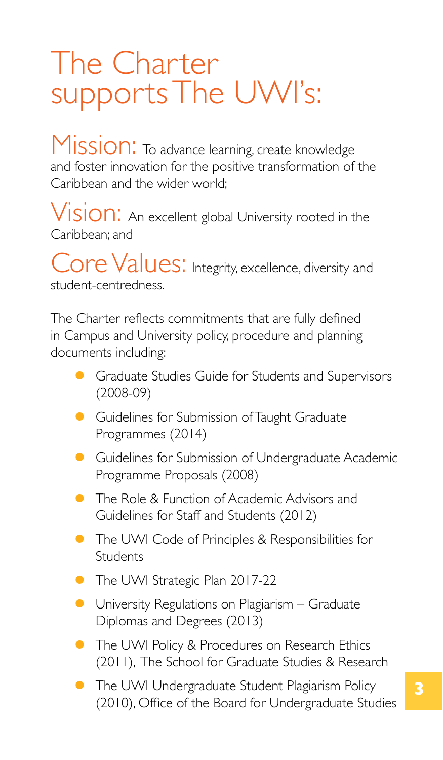# The Charter supports The UWI's:

**Mission:** To advance learning, create knowledge and foster innovation for the positive transformation of the Caribbean and the wider world;

**Vision:** An excellent global University rooted in the Caribbean; and

**Core Values:** Integrity, excellence, diversity and student-centredness.

The Charter reflects commitments that are fully defined in Campus and University policy, procedure and planning documents including:

- Graduate Studies Guide for Students and Supervisors (2008-09)
- Guidelines for Submission of Taught Graduate Programmes (2014)
- Guidelines for Submission of Undergraduate Academic Programme Proposals (2008)
- The Role & Function of Academic Advisors and Guidelines for Staff and Students (2012)
- The UWI Code of Principles & Responsibilities for Students
- The UWI Strategic Plan 2017-22
- University Regulations on Plagiarism – Graduate Diplomas and Degrees (2013)
- The UWI Policy & Procedures on Research Ethics (2011), The School for Graduate Studies & Research
- The UWI Undergraduate Student Plagiarism Policy (2010), Office of the Board for Undergraduate Studies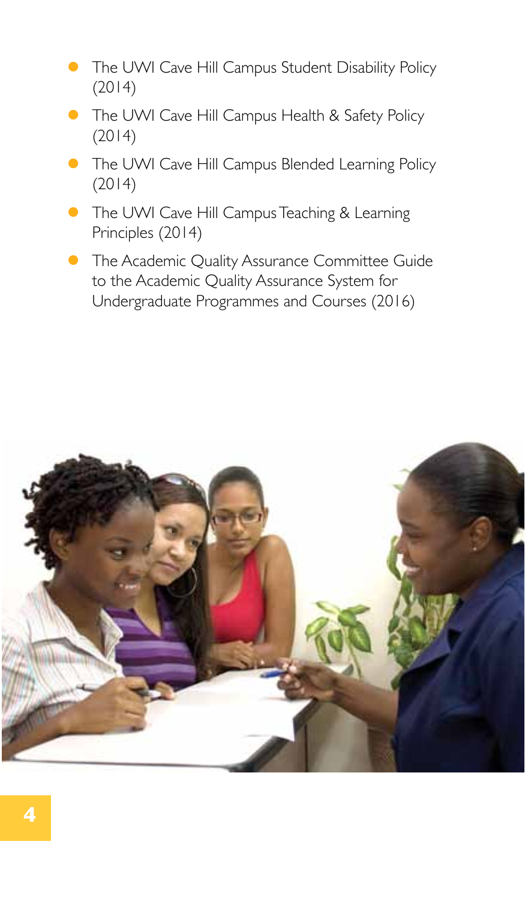- The UWI Cave Hill Campus Student Disability Policy (2014)
- The UWI Cave Hill Campus Health & Safety Policy (2014)
- The UWI Cave Hill Campus Blended Learning Policy (2014)
- The UWI Cave Hill Campus Teaching & Learning Principles (2014)
- The Academic Quality Assurance Committee Guide to the Academic Quality Assurance System for Undergraduate Programmes and Courses (2016)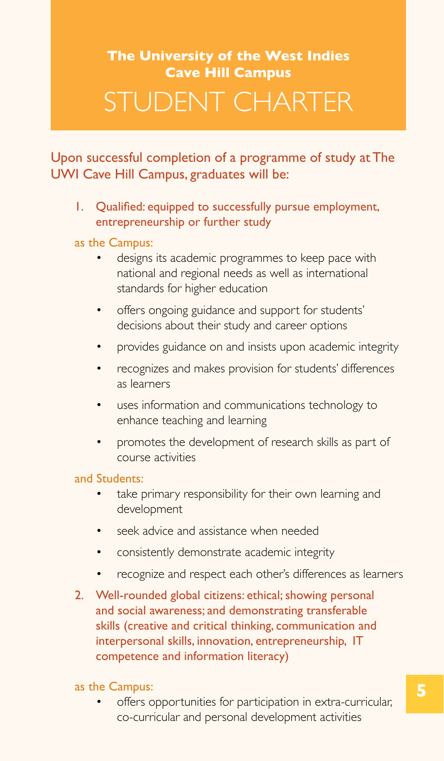# The University of the West Indies Cave Hill Campus

# STUDENT CHARTER

Upon successful completion of a programme of study at The UWI Cave Hill Campus, graduates will be:

1. Qualified: equipped to successfully pursue employment, entrepreneurship or further study

as the Campus:

- designs its academic programmes to keep pace with national and regional needs as well as international standards for higher education
- offers ongoing guidance and support for students' decisions about their study and career options
- provides guidance on and insists upon academic integrity
- recognizes and makes provision for students' differences as learners
- uses information and communications technology to enhance teaching and learning
- promotes the development of research skills as part of course activities

and Students:

- take primary responsibility for their own learning and development
- seek advice and assistance when needed
- consistently demonstrate academic integrity
- recognize and respect each other's differences as learners

2. Well-rounded global citizens: ethical; showing personal and social awareness; and demonstrating transferable skills (creative and critical thinking, communication and interpersonal skills, innovation, entrepreneurship, IT competence and information literacy)

as the Campus:

- offers opportunities for participation in extra-curricular, co-curricular and personal development activities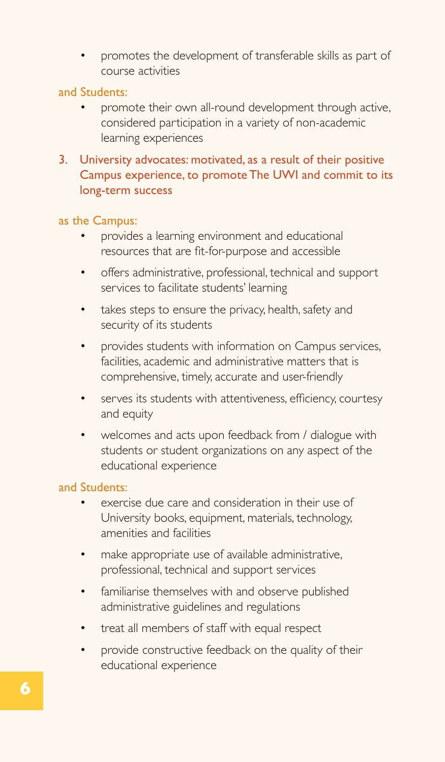- promotes the development of transferable skills as part of course activities

and Students:

- promote their own all-round development through active, considered participation in a variety of non-academic learning experiences

3. University advocates: motivated, as a result of their positive Campus experience, to promote The UWI and commit to its long-term success

as the Campus:

- provides a learning environment and educational resources that are fit-for-purpose and accessible
- offers administrative, professional, technical and support services to facilitate students' learning
- takes steps to ensure the privacy, health, safety and security of its students
- provides students with information on Campus services, facilities, academic and administrative matters that is comprehensive, timely, accurate and user-friendly
- serves its students with attentiveness, efficiency, courtesy and equity
- welcomes and acts upon feedback from / dialogue with students or student organizations on any aspect of the educational experience

and Students:

- exercise due care and consideration in their use of University books, equipment, materials, technology, amenities and facilities
- make appropriate use of available administrative, professional, technical and support services
- familiarise themselves with and observe published administrative guidelines and regulations
- treat all members of staff with equal respect
- provide constructive feedback on the quality of their educational experience